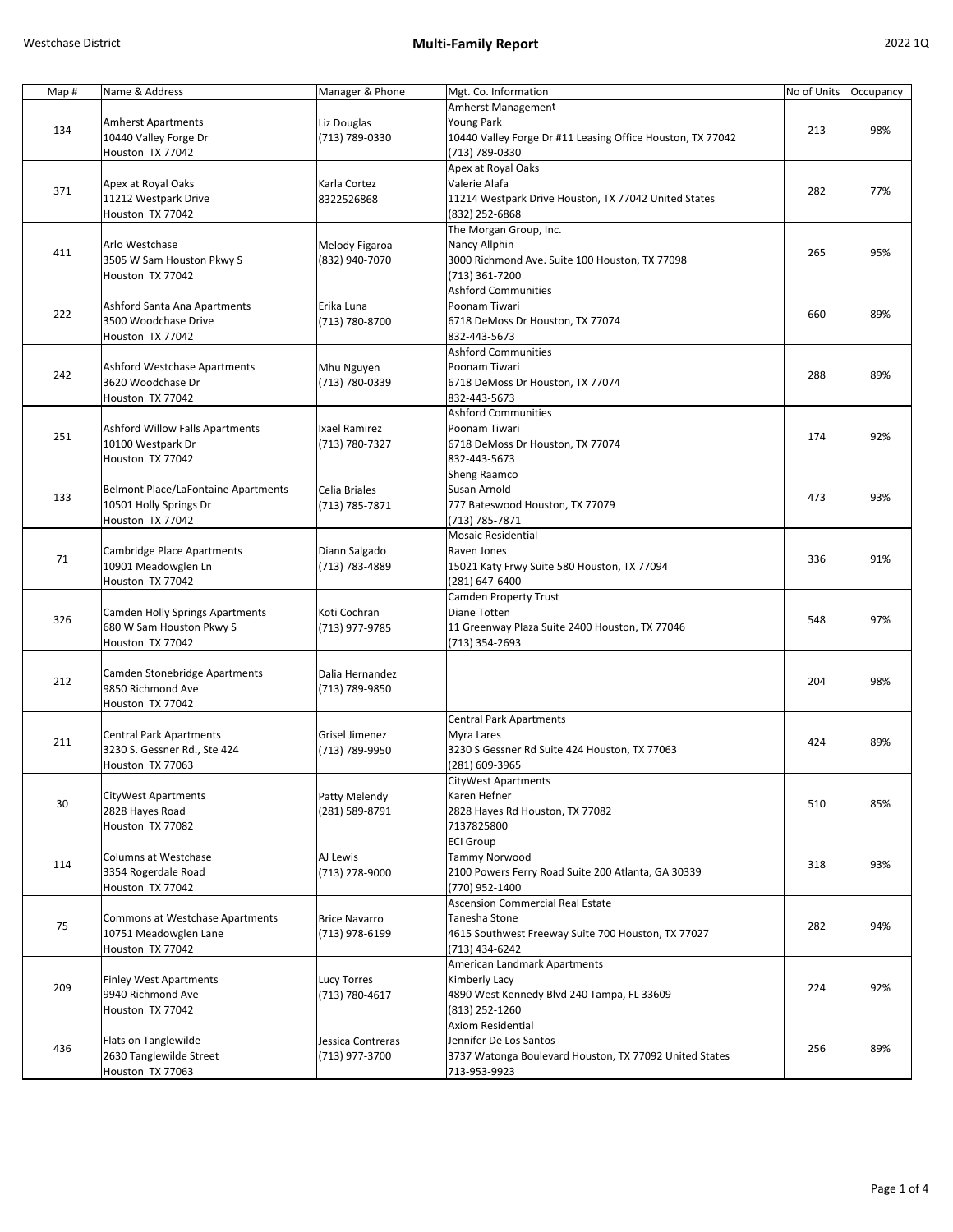# Multi-Family Report

| Map # | Name & Address | Manager & Phone | Mgt. Co. Information | No of Units | Occupancy |
|---|---|---|---|---|---|
| 134 | Amherst Apartments<br>10440 Valley Forge Dr<br>Houston TX 77042 | Liz Douglas<br>(713) 789-0330 | Amherst Management<br>Young Park<br>10440 Valley Forge Dr #11 Leasing Office Houston, TX 77042<br>(713) 789-0330 | 213 | 98% |
| 371 | Apex at Royal Oaks<br>11212 Westpark Drive<br>Houston TX 77042 | Karla Cortez<br>8322526868 | Apex at Royal Oaks<br>Valerie Alafa<br>11214 Westpark Drive Houston, TX 77042 United States<br>(832) 252-6868 | 282 | 77% |
| 411 | Arlo Westchase<br>3505 W Sam Houston Pkwy S<br>Houston TX 77042 | Melody Figaroa<br>(832) 940-7070 | The Morgan Group, Inc.<br>Nancy Allphin<br>3000 Richmond Ave. Suite 100 Houston, TX 77098<br>(713) 361-7200 | 265 | 95% |
| 222 | Ashford Santa Ana Apartments<br>3500 Woodchase Drive<br>Houston TX 77042 | Erika Luna<br>(713) 780-8700 | Ashford Communities<br>Poonam Tiwari<br>6718 DeMoss Dr Houston, TX 77074<br>832-443-5673 | 660 | 89% |
| 242 | Ashford Westchase Apartments<br>3620 Woodchase Dr<br>Houston TX 77042 | Mhu Nguyen<br>(713) 780-0339 | Ashford Communities<br>Poonam Tiwari<br>6718 DeMoss Dr Houston, TX 77074<br>832-443-5673 | 288 | 89% |
| 251 | Ashford Willow Falls Apartments<br>10100 Westpark Dr<br>Houston TX 77042 | Ixael Ramirez<br>(713) 780-7327 | Ashford Communities<br>Poonam Tiwari<br>6718 DeMoss Dr Houston, TX 77074<br>832-443-5673 | 174 | 92% |
| 133 | Belmont Place/LaFontaine Apartments<br>10501 Holly Springs Dr<br>Houston TX 77042 | Celia Briales<br>(713) 785-7871 | Sheng Raamco<br>Susan Arnold<br>777 Bateswood Houston, TX 77079<br>(713) 785-7871 | 473 | 93% |
| 71 | Cambridge Place Apartments<br>10901 Meadowglen Ln<br>Houston TX 77042 | Diann Salgado<br>(713) 783-4889 | Mosaic Residential<br>Raven Jones<br>15021 Katy Frwy Suite 580 Houston, TX 77094<br>(281) 647-6400 | 336 | 91% |
| 326 | Camden Holly Springs Apartments<br>680 W Sam Houston Pkwy S<br>Houston TX 77042 | Koti Cochran<br>(713) 977-9785 | Camden Property Trust<br>Diane Totten<br>11 Greenway Plaza Suite 2400 Houston, TX 77046<br>(713) 354-2693 | 548 | 97% |
| 212 | Camden Stonebridge Apartments<br>9850 Richmond Ave<br>Houston TX 77042 | Dalia Hernandez<br>(713) 789-9850 | | 204 | 98% |
| 211 | Central Park Apartments<br>3230 S. Gessner Rd., Ste 424<br>Houston TX 77063 | Grisel Jimenez<br>(713) 789-9950 | Central Park Apartments<br>Myra Lares<br>3230 S Gessner Rd Suite 424 Houston, TX 77063<br>(281) 609-3965 | 424 | 89% |
| 30 | CityWest Apartments<br>2828 Hayes Road<br>Houston TX 77082 | Patty Melendy<br>(281) 589-8791 | CityWest Apartments<br>Karen Hefner<br>2828 Hayes Rd Houston, TX 77082<br>7137825800 | 510 | 85% |
| 114 | Columns at Westchase<br>3354 Rogerdale Road<br>Houston TX 77042 | AJ Lewis<br>(713) 278-9000 | ECI Group<br>Tammy Norwood<br>2100 Powers Ferry Road Suite 200 Atlanta, GA 30339<br>(770) 952-1400 | 318 | 93% |
| 75 | Commons at Westchase Apartments<br>10751 Meadowglen Lane<br>Houston TX 77042 | Brice Navarro<br>(713) 978-6199 | Ascension Commercial Real Estate<br>Tanesha Stone<br>4615 Southwest Freeway Suite 700 Houston, TX 77027<br>(713) 434-6242 | 282 | 94% |
| 209 | Finley West Apartments<br>9940 Richmond Ave<br>Houston TX 77042 | Lucy Torres<br>(713) 780-4617 | American Landmark Apartments<br>Kimberly Lacy<br>4890 West Kennedy Blvd 240 Tampa, FL 33609<br>(813) 252-1260 | 224 | 92% |
| 436 | Flats on Tanglewilde<br>2630 Tanglewilde Street<br>Houston TX 77063 | Jessica Contreras<br>(713) 977-3700 | Axiom Residential<br>Jennifer De Los Santos<br>3737 Watonga Boulevard Houston, TX 77092 United States<br>713-953-9923 | 256 | 89% |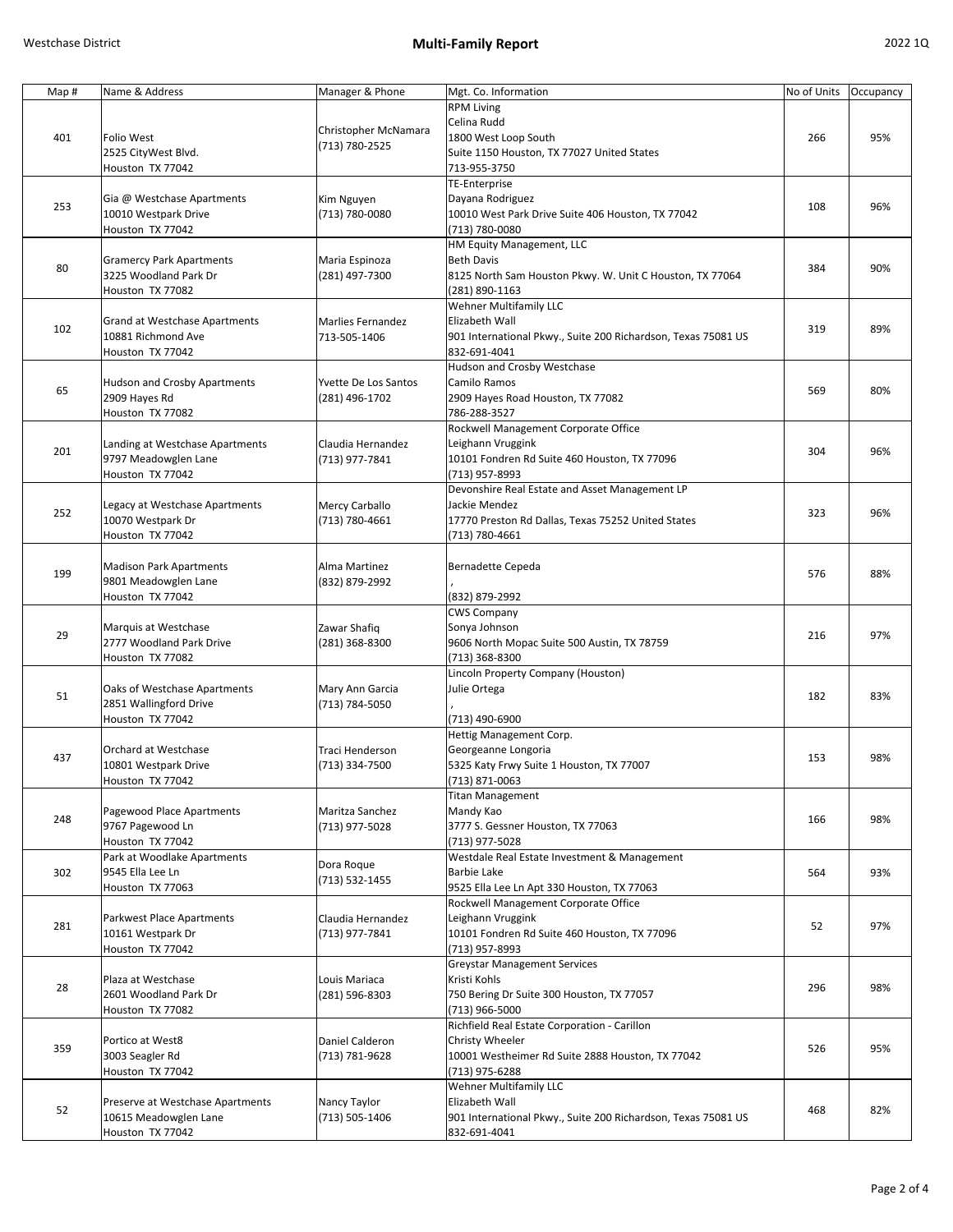| Map # | Name & Address | Manager & Phone | Mgt. Co. Information | No of Units | Occupancy |
|---|---|---|---|---|---|
| 401 | Folio West<br>2525 CityWest Blvd.<br>Houston TX 77042 | Christopher McNamara<br>(713) 780-2525 | RPM Living<br>Celina Rudd<br>1800 West Loop South<br>Suite 1150 Houston, TX 77027 United States<br>713-955-3750 | 266 | 95% |
| 253 | Gia @ Westchase Apartments<br>10010 Westpark Drive<br>Houston TX 77042 | Kim Nguyen<br>(713) 780-0080 | TE-Enterprise<br>Dayana Rodriguez<br>10010 West Park Drive Suite 406 Houston, TX 77042<br>(713) 780-0080 | 108 | 96% |
| 80 | Gramercy Park Apartments<br>3225 Woodland Park Dr<br>Houston TX 77082 | Maria Espinoza<br>(281) 497-7300 | HM Equity Management, LLC<br>Beth Davis<br>8125 North Sam Houston Pkwy. W. Unit C Houston, TX 77064<br>(281) 890-1163 | 384 | 90% |
| 102 | Grand at Westchase Apartments<br>10881 Richmond Ave<br>Houston TX 77042 | Marlies Fernandez<br>713-505-1406 | Wehner Multifamily LLC<br>Elizabeth Wall<br>901 International Pkwy., Suite 200 Richardson, Texas 75081 US<br>832-691-4041 | 319 | 89% |
| 65 | Hudson and Crosby Apartments<br>2909 Hayes Rd<br>Houston TX 77082 | Yvette De Los Santos<br>(281) 496-1702 | Hudson and Crosby Westchase<br>Camilo Ramos<br>2909 Hayes Road Houston, TX 77082<br>786-288-3527 | 569 | 80% |
| 201 | Landing at Westchase Apartments<br>9797 Meadowglen Lane<br>Houston TX 77042 | Claudia Hernandez<br>(713) 977-7841 | Rockwell Management Corporate Office<br>Leighann Vruggink<br>10101 Fondren Rd Suite 460 Houston, TX 77096<br>(713) 957-8993 | 304 | 96% |
| 252 | Legacy at Westchase Apartments<br>10070 Westpark Dr<br>Houston TX 77042 | Mercy Carballo<br>(713) 780-4661 | Devonshire Real Estate and Asset Management LP<br>Jackie Mendez<br>17770 Preston Rd Dallas, Texas 75252 United States<br>(713) 780-4661 | 323 | 96% |
| 199 | Madison Park Apartments<br>9801 Meadowglen Lane<br>Houston TX 77042 | Alma Martinez<br>(832) 879-2992 | Bernadette Cepeda<br>,<br>(832) 879-2992 | 576 | 88% |
| 29 | Marquis at Westchase<br>2777 Woodland Park Drive<br>Houston TX 77082 | Zawar Shafiq<br>(281) 368-8300 | CWS Company<br>Sonya Johnson<br>9606 North Mopac Suite 500 Austin, TX 78759<br>(713) 368-8300 | 216 | 97% |
| 51 | Oaks of Westchase Apartments<br>2851 Wallingford Drive<br>Houston TX 77042 | Mary Ann Garcia<br>(713) 784-5050 | Lincoln Property Company (Houston)<br>Julie Ortega<br>,<br>(713) 490-6900 | 182 | 83% |
| 437 | Orchard at Westchase<br>10801 Westpark Drive<br>Houston TX 77042 | Traci Henderson<br>(713) 334-7500 | Hettig Management Corp.<br>Georgeanne Longoria<br>5325 Katy Frwy Suite 1 Houston, TX 77007<br>(713) 871-0063 | 153 | 98% |
| 248 | Pagewood Place Apartments<br>9767 Pagewood Ln<br>Houston TX 77042 | Maritza Sanchez<br>(713) 977-5028 | Titan Management<br>Mandy Kao<br>3777 S. Gessner Houston, TX 77063<br>(713) 977-5028 | 166 | 98% |
| 302 | Park at Woodlake Apartments<br>9545 Ella Lee Ln<br>Houston TX 77063 | Dora Roque<br>(713) 532-1455 | Westdale Real Estate Investment & Management<br>Barbie Lake<br>9525 Ella Lee Ln Apt 330 Houston, TX 77063 | 564 | 93% |
| 281 | Parkwest Place Apartments<br>10161 Westpark Dr<br>Houston TX 77042 | Claudia Hernandez<br>(713) 977-7841 | Rockwell Management Corporate Office<br>Leighann Vruggink<br>10101 Fondren Rd Suite 460 Houston, TX 77096<br>(713) 957-8993 | 52 | 97% |
| 28 | Plaza at Westchase<br>2601 Woodland Park Dr<br>Houston TX 77082 | Louis Mariaca<br>(281) 596-8303 | Greystar Management Services<br>Kristi Kohls<br>750 Bering Dr Suite 300 Houston, TX 77057<br>(713) 966-5000 | 296 | 98% |
| 359 | Portico at West8<br>3003 Seagler Rd<br>Houston TX 77042 | Daniel Calderon<br>(713) 781-9628 | Richfield Real Estate Corporation - Carillon<br>Christy Wheeler<br>10001 Westheimer Rd Suite 2888 Houston, TX 77042<br>(713) 975-6288 | 526 | 95% |
| 52 | Preserve at Westchase Apartments<br>10615 Meadowglen Lane<br>Houston TX 77042 | Nancy Taylor<br>(713) 505-1406 | Wehner Multifamily LLC<br>Elizabeth Wall<br>901 International Pkwy., Suite 200 Richardson, Texas 75081 US<br>832-691-4041 | 468 | 82% |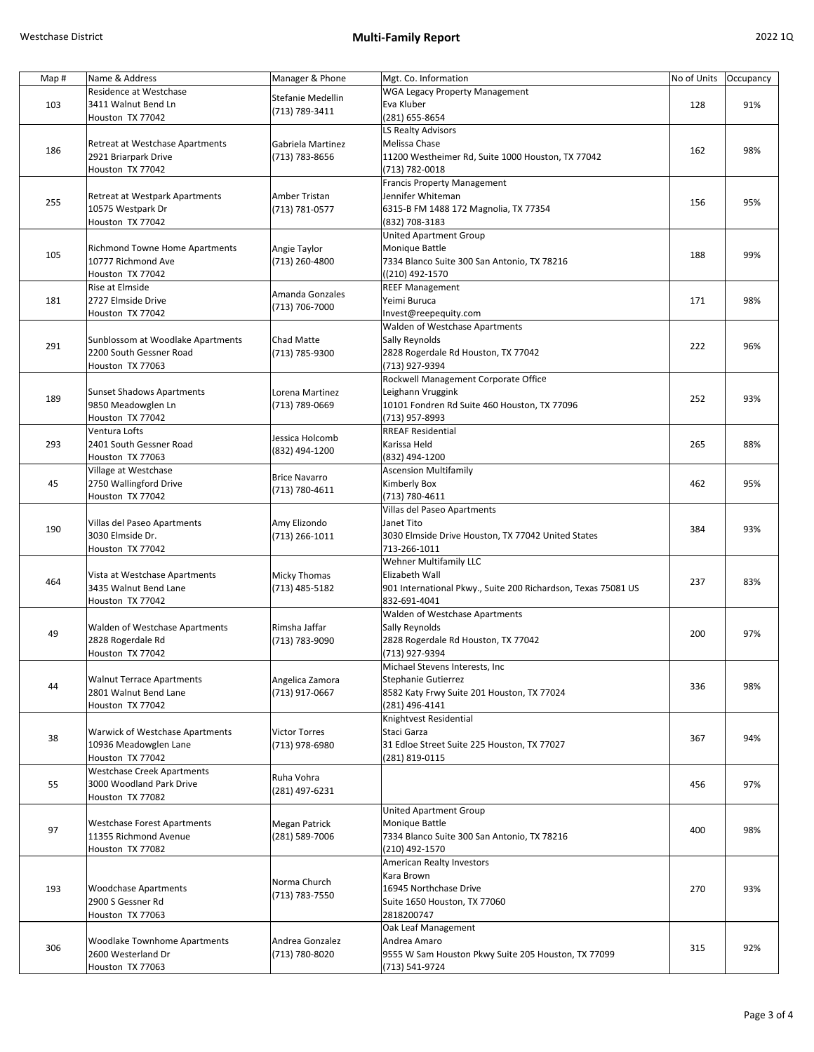# Multi-Family Report

| Map # | Name & Address | Manager & Phone | Mgt. Co. Information | No of Units | Occupancy |
|---|---|---|---|---|---|
| 103 | Residence at Westchase<br>3411 Walnut Bend Ln<br>Houston TX 77042 | Stefanie Medellin<br>(713) 789-3411 | WGA Legacy Property Management<br>Eva Kluber<br>(281) 655-8654 | 128 | 91% |
| 186 | Retreat at Westchase Apartments<br>2921 Briarpark Drive<br>Houston TX 77042 | Gabriela Martinez<br>(713) 783-8656 | LS Realty Advisors<br>Melissa Chase<br>11200 Westheimer Rd, Suite 1000 Houston, TX 77042<br>(713) 782-0018 | 162 | 98% |
| 255 | Retreat at Westpark Apartments<br>10575 Westpark Dr<br>Houston TX 77042 | Amber Tristan<br>(713) 781-0577 | Francis Property Management<br>Jennifer Whiteman<br>6315-B FM 1488 172 Magnolia, TX 77354<br>(832) 708-3183 | 156 | 95% |
| 105 | Richmond Towne Home Apartments<br>10777 Richmond Ave<br>Houston TX 77042 | Angie Taylor<br>(713) 260-4800 | United Apartment Group<br>Monique Battle<br>7334 Blanco Suite 300 San Antonio, TX 78216<br>((210) 492-1570 | 188 | 99% |
| 181 | Rise at Elmside<br>2727 Elmside Drive<br>Houston TX 77042 | Amanda Gonzales<br>(713) 706-7000 | REEF Management<br>Yeimi Buruca<br>Invest@reepequity.com | 171 | 98% |
| 291 | Sunblossom at Woodlake Apartments<br>2200 South Gessner Road<br>Houston TX 77063 | Chad Matte<br>(713) 785-9300 | Walden of Westchase Apartments<br>Sally Reynolds<br>2828 Rogerdale Rd Houston, TX 77042<br>(713) 927-9394 | 222 | 96% |
| 189 | Sunset Shadows Apartments<br>9850 Meadowglen Ln<br>Houston TX 77042 | Lorena Martinez<br>(713) 789-0669 | Rockwell Management Corporate Office<br>Leighann Vruggink<br>10101 Fondren Rd Suite 460 Houston, TX 77096<br>(713) 957-8993 | 252 | 93% |
| 293 | Ventura Lofts<br>2401 South Gessner Road<br>Houston TX 77063 | Jessica Holcomb<br>(832) 494-1200 | RREAF Residential<br>Karissa Held<br>(832) 494-1200 | 265 | 88% |
| 45 | Village at Westchase<br>2750 Wallingford Drive<br>Houston TX 77042 | Brice Navarro<br>(713) 780-4611 | Ascension Multifamily<br>Kimberly Box<br>(713) 780-4611 | 462 | 95% |
| 190 | Villas del Paseo Apartments<br>3030 Elmside Dr.<br>Houston TX 77042 | Amy Elizondo<br>(713) 266-1011 | Villas del Paseo Apartments<br>Janet Tito<br>3030 Elmside Drive Houston, TX 77042 United States<br>713-266-1011 | 384 | 93% |
| 464 | Vista at Westchase Apartments<br>3435 Walnut Bend Lane<br>Houston TX 77042 | Micky Thomas<br>(713) 485-5182 | Wehner Multifamily LLC<br>Elizabeth Wall<br>901 International Pkwy., Suite 200 Richardson, Texas 75081 US<br>832-691-4041 | 237 | 83% |
| 49 | Walden of Westchase Apartments<br>2828 Rogerdale Rd<br>Houston TX 77042 | Rimsha Jaffar<br>(713) 783-9090 | Walden of Westchase Apartments<br>Sally Reynolds<br>2828 Rogerdale Rd Houston, TX 77042<br>(713) 927-9394 | 200 | 97% |
| 44 | Walnut Terrace Apartments<br>2801 Walnut Bend Lane<br>Houston TX 77042 | Angelica Zamora<br>(713) 917-0667 | Michael Stevens Interests, Inc<br>Stephanie Gutierrez<br>8582 Katy Frwy Suite 201 Houston, TX 77024<br>(281) 496-4141 | 336 | 98% |
| 38 | Warwick of Westchase Apartments<br>10936 Meadowglen Lane<br>Houston TX 77042 | Victor Torres<br>(713) 978-6980 | Knightvest Residential<br>Staci Garza<br>31 Edloe Street Suite 225 Houston, TX 77027<br>(281) 819-0115 | 367 | 94% |
| 55 | Westchase Creek Apartments<br>3000 Woodland Park Drive<br>Houston TX 77082 | Ruha Vohra<br>(281) 497-6231 | | 456 | 97% |
| 97 | Westchase Forest Apartments<br>11355 Richmond Avenue<br>Houston TX 77082 | Megan Patrick<br>(281) 589-7006 | United Apartment Group<br>Monique Battle<br>7334 Blanco Suite 300 San Antonio, TX 78216<br>(210) 492-1570 | 400 | 98% |
| 193 | Woodchase Apartments<br>2900 S Gessner Rd<br>Houston TX 77063 | Norma Church<br>(713) 783-7550 | American Realty Investors<br>Kara Brown<br>16945 Northchase Drive<br>Suite 1650 Houston, TX 77060<br>2818200747 | 270 | 93% |
| 306 | Woodlake Townhome Apartments<br>2600 Westerland Dr<br>Houston TX 77063 | Andrea Gonzalez<br>(713) 780-8020 | Oak Leaf Management<br>Andrea Amaro<br>9555 W Sam Houston Pkwy Suite 205 Houston, TX 77099<br>(713) 541-9724 | 315 | 92% |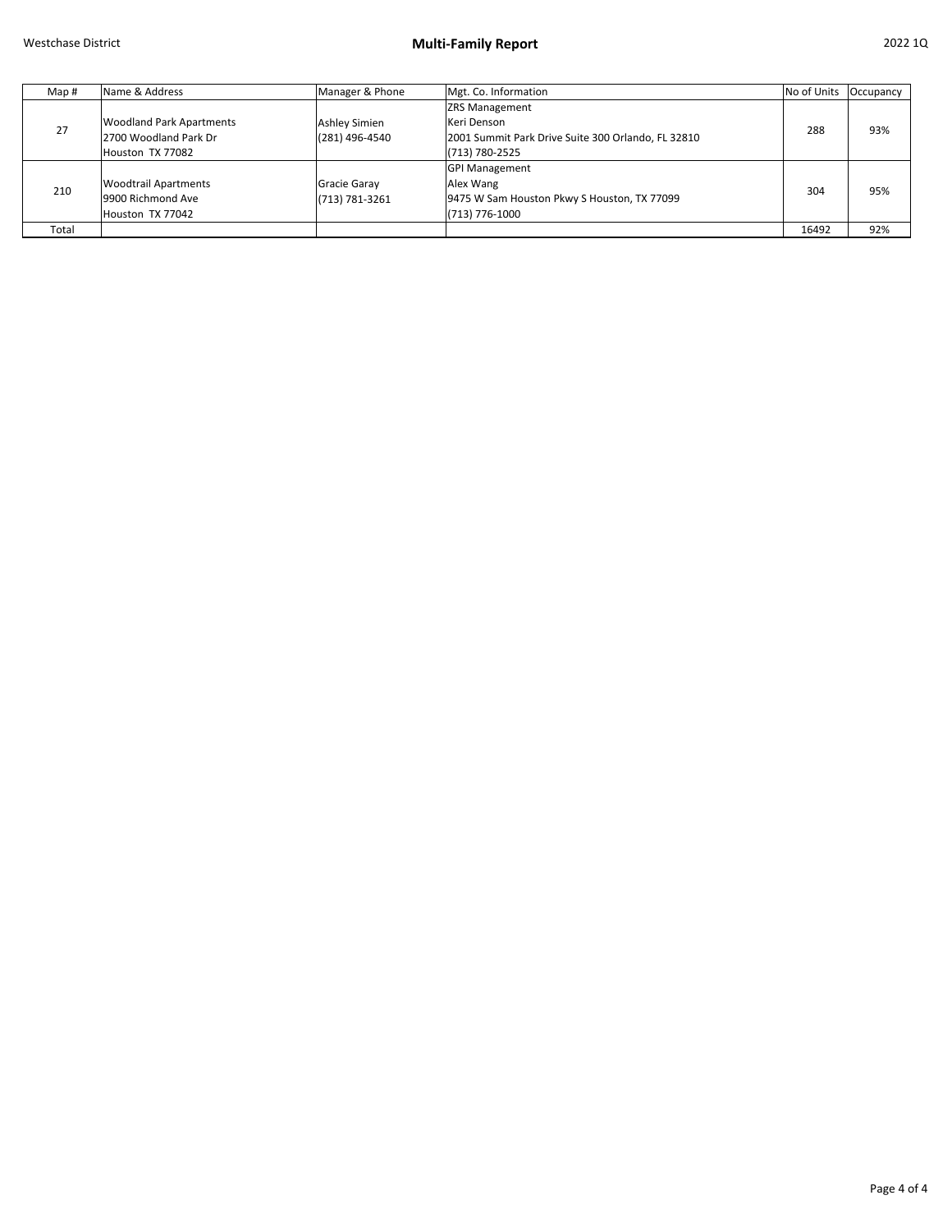| Map # | Name & Address | Manager & Phone | Mgt. Co. Information | No of Units | Occupancy |
|---|---|---|---|---|---|
| 27 | Woodland Park Apartments<br>2700 Woodland Park Dr<br>Houston TX 77082 | Ashley Simien<br>(281) 496-4540 | ZRS Management<br>Keri Denson<br>2001 Summit Park Drive Suite 300 Orlando, FL 32810<br>(713) 780-2525 | 288 | 93% |
| 210 | Woodtrail Apartments<br>9900 Richmond Ave<br>Houston TX 77042 | Gracie Garay<br>(713) 781-3261 | GPI Management<br>Alex Wang<br>9475 W Sam Houston Pkwy S Houston, TX 77099<br>(713) 776-1000 | 304 | 95% |
| Total | | | | 16492 | 92% |